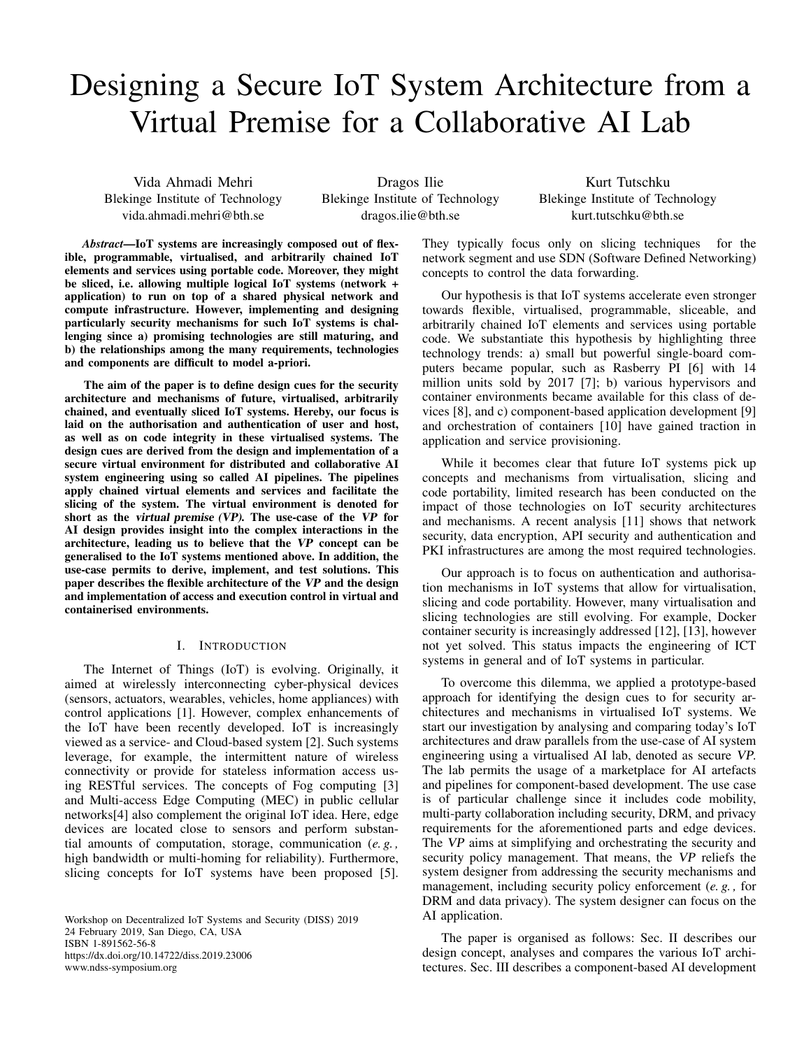# Designing a Secure IoT System Architecture from a Virtual Premise for a Collaborative AI Lab

Vida Ahmadi Mehri
Blekinge Institute of Technology
vida.ahmadi.mehri@bth.se

Dragos Ilie
Blekinge Institute of Technology
dragos.ilie@bth.se

Kurt Tutschku
Blekinge Institute of Technology
kurt.tutschku@bth.se

***Abstract*—IoT systems are increasingly composed out of flexible, programmable, virtualised, and arbitrarily chained IoT elements and services using portable code. Moreover, they might be sliced, i.e. allowing multiple logical IoT systems (network + application) to run on top of a shared physical network and compute infrastructure. However, implementing and designing particularly security mechanisms for such IoT systems is challenging since a) promising technologies are still maturing, and b) the relationships among the many requirements, technologies and components are difficult to model a-priori.**

**The aim of the paper is to define design cues for the security architecture and mechanisms of future, virtualised, arbitrarily chained, and eventually sliced IoT systems. Hereby, our focus is laid on the authorisation and authentication of user and host, as well as on code integrity in these virtualised systems. The design cues are derived from the design and implementation of a secure virtual environment for distributed and collaborative AI system engineering using so called AI pipelines. The pipelines apply chained virtual elements and services and facilitate the slicing of the system. The virtual environment is denoted for short as the *virtual premise (VP)*. The use-case of the *VP* for AI design provides insight into the complex interactions in the architecture, leading us to believe that the *VP* concept can be generalised to the IoT systems mentioned above. In addition, the use-case permits to derive, implement, and test solutions. This paper describes the flexible architecture of the *VP* and the design and implementation of access and execution control in virtual and containerised environments.**

## I. Introduction

The Internet of Things (IoT) is evolving. Originally, it aimed at wirelessly interconnecting cyber-physical devices (sensors, actuators, wearables, vehicles, home appliances) with control applications [1]. However, complex enhancements of the IoT have been recently developed. IoT is increasingly viewed as a service- and Cloud-based system [2]. Such systems leverage, for example, the intermittent nature of wireless connectivity or provide for stateless information access using RESTful services. The concepts of Fog computing [3] and Multi-access Edge Computing (MEC) in public cellular networks[4] also complement the original IoT idea. Here, edge devices are located close to sensors and perform substantial amounts of computation, storage, communication (*e. g.*, high bandwidth or multi-homing for reliability). Furthermore, slicing concepts for IoT systems have been proposed [5]. They typically focus only on slicing techniques for the network segment and use SDN (Software Defined Networking) concepts to control the data forwarding.

Our hypothesis is that IoT systems accelerate even stronger towards flexible, virtualised, programmable, sliceable, and arbitrarily chained IoT elements and services using portable code. We substantiate this hypothesis by highlighting three technology trends: a) small but powerful single-board computers became popular, such as Rasberry PI [6] with 14 million units sold by 2017 [7]; b) various hypervisors and container environments became available for this class of devices [8], and c) component-based application development [9] and orchestration of containers [10] have gained traction in application and service provisioning.

While it becomes clear that future IoT systems pick up concepts and mechanisms from virtualisation, slicing and code portability, limited research has been conducted on the impact of those technologies on IoT security architectures and mechanisms. A recent analysis [11] shows that network security, data encryption, API security and authentication and PKI infrastructures are among the most required technologies.

Our approach is to focus on authentication and authorisation mechanisms in IoT systems that allow for virtualisation, slicing and code portability. However, many virtualisation and slicing technologies are still evolving. For example, Docker container security is increasingly addressed [12], [13], however not yet solved. This status impacts the engineering of ICT systems in general and of IoT systems in particular.

To overcome this dilemma, we applied a prototype-based approach for identifying the design cues to for security architectures and mechanisms in virtualised IoT systems. We start our investigation by analysing and comparing today's IoT architectures and draw parallels from the use-case of AI system engineering using a virtualised AI lab, denoted as secure *VP*. The lab permits the usage of a marketplace for AI artefacts and pipelines for component-based development. The use case is of particular challenge since it includes code mobility, multi-party collaboration including security, DRM, and privacy requirements for the aforementioned parts and edge devices. The *VP* aims at simplifying and orchestrating the security and security policy management. That means, the *VP* reliefs the system designer from addressing the security mechanisms and management, including security policy enforcement (*e. g.*, for DRM and data privacy). The system designer can focus on the AI application.

The paper is organised as follows: Sec. II describes our design concept, analyses and compares the various IoT architectures. Sec. III describes a component-based AI development

Workshop on Decentralized IoT Systems and Security (DISS) 2019
24 February 2019, San Diego, CA, USA
ISBN 1-891562-56-8
https://dx.doi.org/10.14722/diss.2019.23006
www.ndss-symposium.org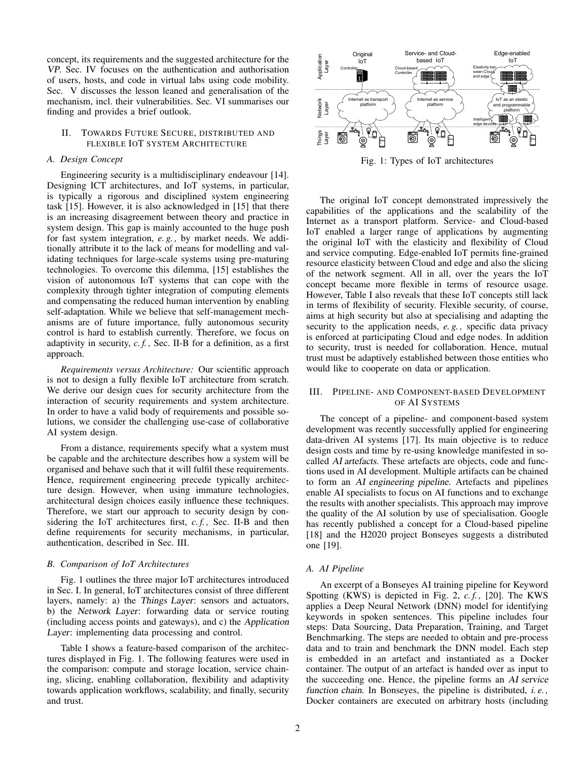concept, its requirements and the suggested architecture for the *VP*. Sec. IV focuses on the authentication and authorisation of users, hosts, and code in virtual labs using code mobility. Sec. V discusses the lesson leaned and generalisation of the mechanism, incl. their vulnerabilities. Sec. VI summarises our finding and provides a brief outlook.

## II. Towards Future Secure, distributed and flexible IoT system Architecture

### A. Design Concept

Engineering security is a multidisciplinary endeavour [14]. Designing ICT architectures, and IoT systems, in particular, is typically a rigorous and disciplined system engineering task [15]. However, it is also acknowledged in [15] that there is an increasing disagreement between theory and practice in system design. This gap is mainly accounted to the huge push for fast system integration, *e. g.,* by market needs. We additionally attribute it to the lack of means for modelling and validating techniques for large-scale systems using pre-maturing technologies. To overcome this dilemma, [15] establishes the vision of autonomous IoT systems that can cope with the complexity through tighter integration of computing elements and compensating the reduced human intervention by enabling self-adaptation. While we believe that self-management mechanisms are of future importance, fully autonomous security control is hard to establish currently. Therefore, we focus on adaptivity in security, *c. f.,* Sec. II-B for a definition, as a first approach.

*Requirements versus Architecture:* Our scientific approach is not to design a fully flexible IoT architecture from scratch. We derive our design cues for security architecture from the interaction of security requirements and system architecture. In order to have a valid body of requirements and possible solutions, we consider the challenging use-case of collaborative AI system design.

From a distance, requirements specify what a system must be capable and the architecture describes how a system will be organised and behave such that it will fulfil these requirements. Hence, requirement engineering precede typically architecture design. However, when using immature technologies, architectural design choices easily influence these techniques. Therefore, we start our approach to security design by considering the IoT architectures first, *c. f.,* Sec. II-B and then define requirements for security mechanisms, in particular, authentication, described in Sec. III.

### B. Comparison of IoT Architectures

Fig. 1 outlines the three major IoT architectures introduced in Sec. I. In general, IoT architectures consist of three different layers, namely: a) the *Things Layer*: sensors and actuators, b) the *Network Layer*: forwarding data or service routing (including access points and gateways), and c) the *Application Layer*: implementing data processing and control.

Table I shows a feature-based comparison of the architectures displayed in Fig. 1. The following features were used in the comparison: compute and storage location, service chaining, slicing, enabling collaboration, flexibility and adaptivity towards application workflows, scalability, and finally, security and trust.

Fig. 1: Types of IoT architectures

The original IoT concept demonstrated impressively the capabilities of the applications and the scalability of the Internet as a transport platform. Service- and Cloud-based IoT enabled a larger range of applications by augmenting the original IoT with the elasticity and flexibility of Cloud and service computing. Edge-enabled IoT permits fine-grained resource elasticity between Cloud and edge and also the slicing of the network segment. All in all, over the years the IoT concept became more flexible in terms of resource usage. However, Table I also reveals that these IoT concepts still lack in terms of flexibility of security. Flexible security, of course, aims at high security but also at specialising and adapting the security to the application needs, *e. g.,* specific data privacy is enforced at participating Cloud and edge nodes. In addition to security, trust is needed for collaboration. Hence, mutual trust must be adaptively established between those entities who would like to cooperate on data or application.

## III. Pipeline- and Component-based Development of AI Systems

The concept of a pipeline- and component-based system development was recently successfully applied for engineering data-driven AI systems [17]. Its main objective is to reduce design costs and time by re-using knowledge manifested in so-called *AI artefacts*. These artefacts are objects, code and functions used in AI development. Multiple artefacts can be chained to form an *AI engineering pipeline*. Artefacts and pipelines enable AI specialists to focus on AI functions and to exchange the results with another specialists. This approach may improve the quality of the AI solution by use of specialisation. Google has recently published a concept for a Cloud-based pipeline [18] and the H2020 project Bonseyes suggests a distributed one [19].

### A. AI Pipeline

An excerpt of a Bonseyes AI training pipeline for Keyword Spotting (KWS) is depicted in Fig. 2, *c. f.,* [20]. The KWS applies a Deep Neural Network (DNN) model for identifying keywords in spoken sentences. This pipeline includes four steps: Data Sourcing, Data Preparation, Training, and Target Benchmarking. The steps are needed to obtain and pre-process data and to train and benchmark the DNN model. Each step is embedded in an artefact and instantiated as a Docker container. The output of an artefact is handed over as input to the succeeding one. Hence, the pipeline forms an *AI service function chain*. In Bonseyes, the pipeline is distributed, *i. e.,* Docker containers are executed on arbitrary hosts (including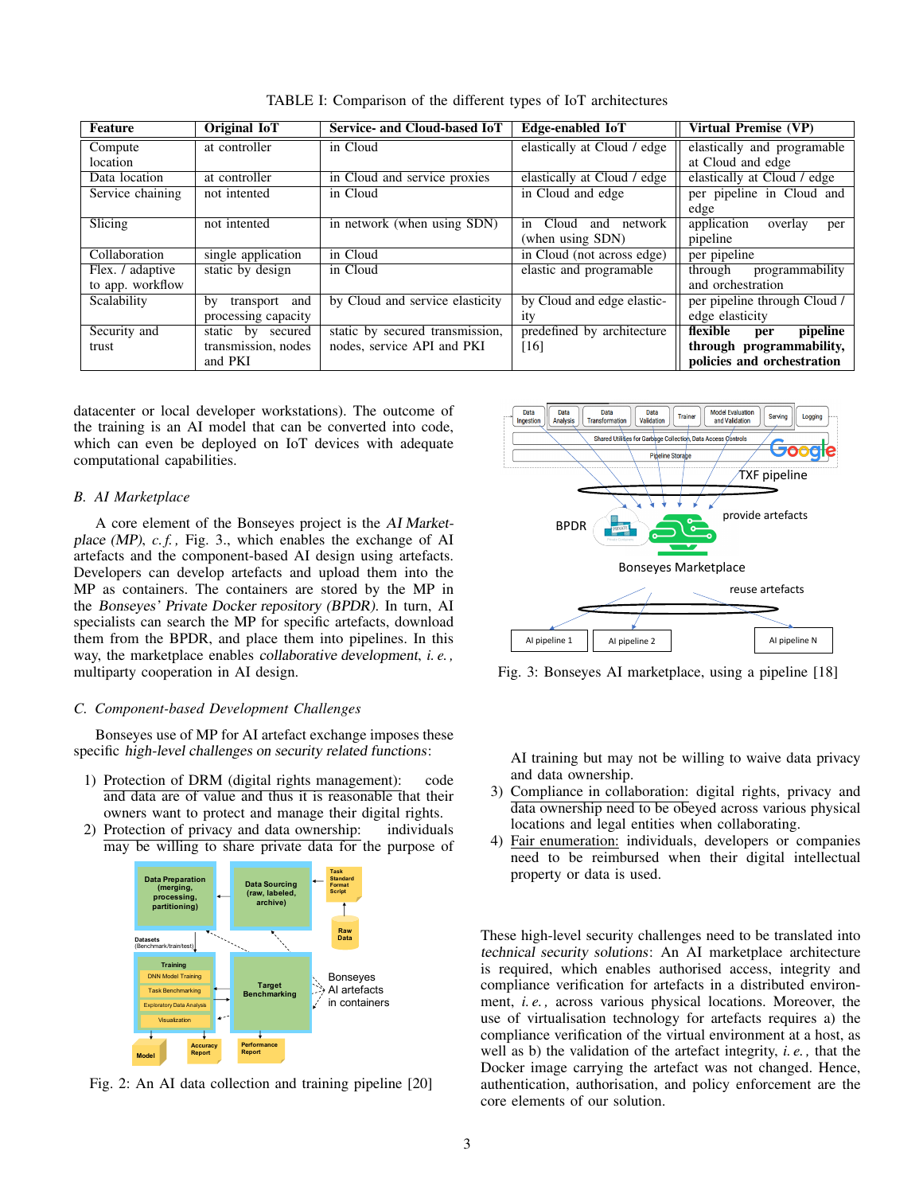TABLE I: Comparison of the different types of IoT architectures

| Feature | Original IoT | Service- and Cloud-based IoT | Edge-enabled IoT | Virtual Premise (VP) |
|---|---|---|---|---|
| Compute location | at controller | in Cloud | elastically at Cloud / edge | elastically and programable at Cloud and edge |
| Data location | at controller | in Cloud and service proxies | elastically at Cloud / edge | elastically at Cloud / edge |
| Service chaining | not intented | in Cloud | in Cloud and edge | per pipeline in Cloud and edge |
| Slicing | not intented | in network (when using SDN) | in Cloud and network (when using SDN) | application overlay per pipeline |
| Collaboration | single application | in Cloud | in Cloud (not across edge) | per pipeline |
| Flex. / adaptive to app. workflow | static by design | in Cloud | elastic and programable | through programmability and orchestration |
| Scalability | by transport and processing capacity | by Cloud and service elasticity | by Cloud and edge elasticity | per pipeline through Cloud / edge elasticity |
| Security and trust | static by secured transmission, nodes and PKI | static by secured transmission, nodes, service API and PKI | predefined by architecture [16] | **flexible per pipeline through programmability, policies and orchestration** |

datacenter or local developer workstations). The outcome of the training is an AI model that can be converted into code, which can even be deployed on IoT devices with adequate computational capabilities.

### B. AI Marketplace

A core element of the Bonseyes project is the *AI Marketplace (MP)*, *c. f.*, Fig. 3., which enables the exchange of AI artefacts and the component-based AI design using artefacts. Developers can develop artefacts and upload them into the MP as containers. The containers are stored by the MP in the *Bonseyes' Private Docker repository (BPDR)*. In turn, AI specialists can search the MP for specific artefacts, download them from the BPDR, and place them into pipelines. In this way, the marketplace enables *collaborative development*, *i. e.*, multiparty cooperation in AI design.

### C. Component-based Development Challenges

Bonseyes use of MP for AI artefact exchange imposes these specific *high-level challenges on security related functions*:

1) Protection of DRM (digital rights management): code and data are of value and thus it is reasonable that their owners want to protect and manage their digital rights.
2) Protection of privacy and data ownership: individuals may be willing to share private data for the purpose of AI training but may not be willing to waive data privacy and data ownership.
3) Compliance in collaboration: digital rights, privacy and data ownership need to be obeyed across various physical locations and legal entities when collaborating.
4) Fair enumeration: individuals, developers or companies need to be reimbursed when their digital intellectual property or data is used.

Fig. 2: An AI data collection and training pipeline [20]

Fig. 3: Bonseyes AI marketplace, using a pipeline [18]

These high-level security challenges need to be translated into *technical security solutions*: An AI marketplace architecture is required, which enables authorised access, integrity and compliance verification for artefacts in a distributed environment, *i. e.*, across various physical locations. Moreover, the use of virtualisation technology for artefacts requires a) the compliance verification of the virtual environment at a host, as well as b) the validation of the artefact integrity, *i. e.*, that the Docker image carrying the artefact was not changed. Hence, authentication, authorisation, and policy enforcement are the core elements of our solution.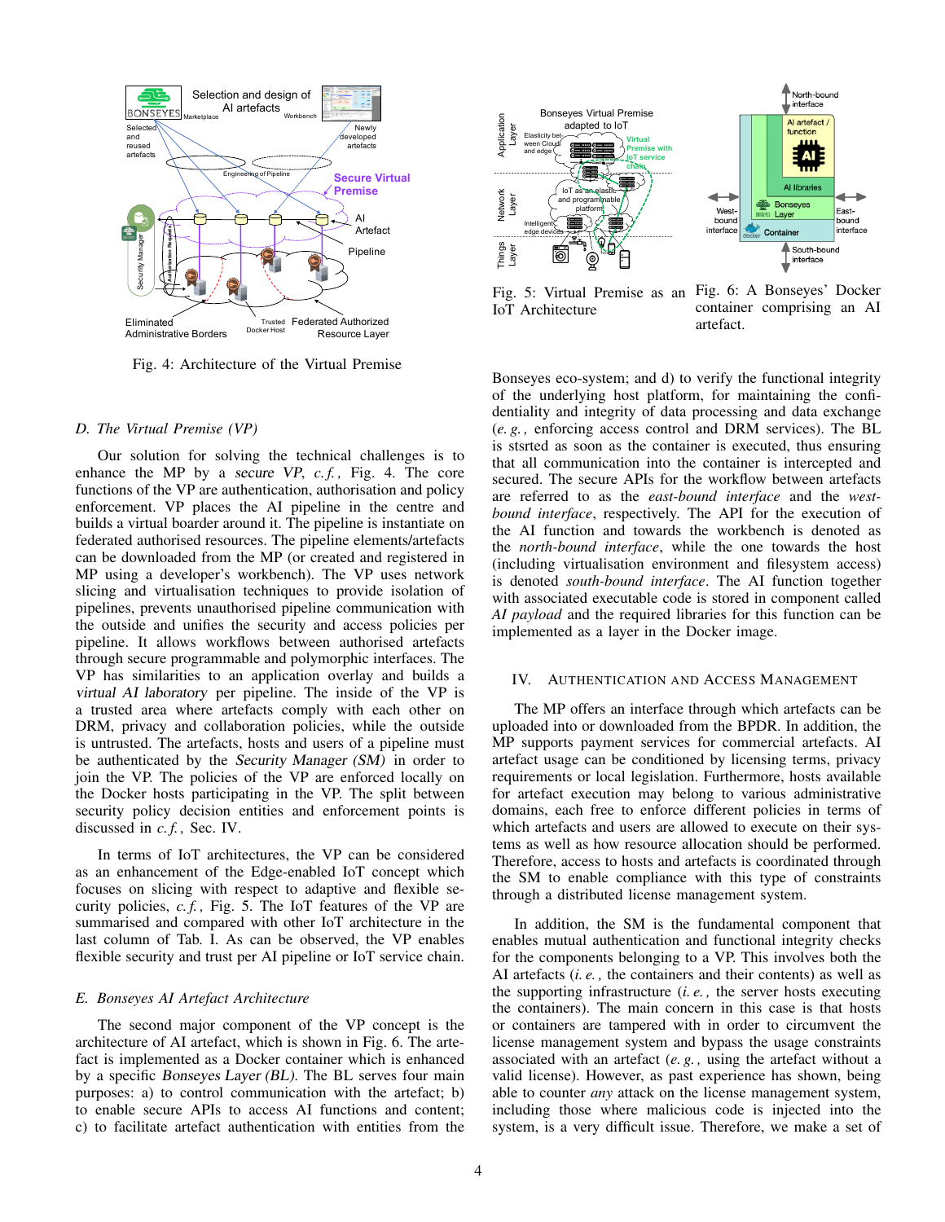Fig. 4: Architecture of the Virtual Premise

Fig. 5: Virtual Premise as an IoT Architecture

Fig. 6: A Bonseyes' Docker container comprising an AI artefact.

### D. The Virtual Premise (VP)

Our solution for solving the technical challenges is to enhance the MP by a secure VP, *c. f.*, Fig. 4. The core functions of the VP are authentication, authorisation and policy enforcement. VP places the AI pipeline in the centre and builds a virtual boarder around it. The pipeline is instantiate on federated authorised resources. The pipeline elements/artefacts can be downloaded from the MP (or created and registered in MP using a developer's workbench). The VP uses network slicing and virtualisation techniques to provide isolation of pipelines, prevents unauthorised pipeline communication with the outside and unifies the security and access policies per pipeline. It allows workflows between authorised artefacts through secure programmable and polymorphic interfaces. The VP has similarities to an application overlay and builds a virtual AI laboratory per pipeline. The inside of the VP is a trusted area where artefacts comply with each other on DRM, privacy and collaboration policies, while the outside is untrusted. The artefacts, hosts and users of a pipeline must be authenticated by the Security Manager (SM) in order to join the VP. The policies of the VP are enforced locally on the Docker hosts participating in the VP. The split between security policy decision entities and enforcement points is discussed in *c. f.*, Sec. IV.

In terms of IoT architectures, the VP can be considered as an enhancement of the Edge-enabled IoT concept which focuses on slicing with respect to adaptive and flexible security policies, *c. f.*, Fig. 5. The IoT features of the VP are summarised and compared with other IoT architecture in the last column of Tab. I. As can be observed, the VP enables flexible security and trust per AI pipeline or IoT service chain.

### E. Bonseyes AI Artefact Architecture

The second major component of the VP concept is the architecture of AI artefact, which is shown in Fig. 6. The artefact is implemented as a Docker container which is enhanced by a specific Bonseyes Layer (BL). The BL serves four main purposes: a) to control communication with the artefact; b) to enable secure APIs to access AI functions and content; c) to facilitate artefact authentication with entities from the Bonseyes eco-system; and d) to verify the functional integrity of the underlying host platform, for maintaining the confidentiality and integrity of data processing and data exchange (*e. g.*, enforcing access control and DRM services). The BL is stsrted as soon as the container is executed, thus ensuring that all communication into the container is intercepted and secured. The secure APIs for the workflow between artefacts are referred to as the *east-bound interface* and the *west-bound interface*, respectively. The API for the execution of the AI function and towards the workbench is denoted as the *north-bound interface*, while the one towards the host (including virtualisation environment and filesystem access) is denoted *south-bound interface*. The AI function together with associated executable code is stored in component called *AI payload* and the required libraries for this function can be implemented as a layer in the Docker image.

## IV. Authentication and Access Management

The MP offers an interface through which artefacts can be uploaded into or downloaded from the BPDR. In addition, the MP supports payment services for commercial artefacts. AI artefact usage can be conditioned by licensing terms, privacy requirements or local legislation. Furthermore, hosts available for artefact execution may belong to various administrative domains, each free to enforce different policies in terms of which artefacts and users are allowed to execute on their systems as well as how resource allocation should be performed. Therefore, access to hosts and artefacts is coordinated through the SM to enable compliance with this type of constraints through a distributed license management system.

In addition, the SM is the fundamental component that enables mutual authentication and functional integrity checks for the components belonging to a VP. This involves both the AI artefacts (*i. e.*, the containers and their contents) as well as the supporting infrastructure (*i. e.*, the server hosts executing the containers). The main concern in this case is that hosts or containers are tampered with in order to circumvent the license management system and bypass the usage constraints associated with an artefact (*e. g.*, using the artefact without a valid license). However, as past experience has shown, being able to counter *any* attack on the license management system, including those where malicious code is injected into the system, is a very difficult issue. Therefore, we make a set of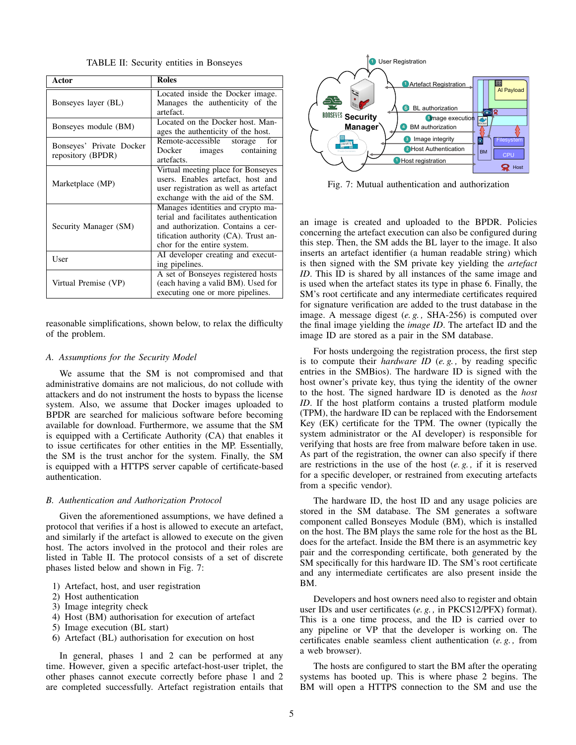TABLE II: Security entities in Bonseyes

| Actor | Roles |
|---|---|
| Bonseyes layer (BL) | Located inside the Docker image. Manages the authenticity of the artefact. |
| Bonseyes module (BM) | Located on the Docker host. Manages the authenticity of the host. |
| Bonseyes' Private Docker repository (BPDR) | Remote-accessible storage for Docker images containing artefacts. |
| Marketplace (MP) | Virtual meeting place for Bonseyes users. Enables artefact, host and user registration as well as artefact exchange with the aid of the SM. |
| Security Manager (SM) | Manages identities and crypto material and facilitates authentication and authorization. Contains a certification authority (CA). Trust anchor for the entire system. |
| User | AI developer creating and executing pipelines. |
| Virtual Premise (VP) | A set of Bonseyes registered hosts (each having a valid BM). Used for executing one or more pipelines. |

reasonable simplifications, shown below, to relax the difficulty of the problem.

### A. Assumptions for the Security Model

We assume that the SM is not compromised and that administrative domains are not malicious, do not collude with attackers and do not instrument the hosts to bypass the license system. Also, we assume that Docker images uploaded to BPDR are searched for malicious software before becoming available for download. Furthermore, we assume that the SM is equipped with a Certificate Authority (CA) that enables it to issue certificates for other entities in the MP. Essentially, the SM is the trust anchor for the system. Finally, the SM is equipped with a HTTPS server capable of certificate-based authentication.

### B. Authentication and Authorization Protocol

Given the aforementioned assumptions, we have defined a protocol that verifies if a host is allowed to execute an artefact, and similarly if the artefact is allowed to execute on the given host. The actors involved in the protocol and their roles are listed in Table II. The protocol consists of a set of discrete phases listed below and shown in Fig. 7:

1) Artefact, host, and user registration
2) Host authentication
3) Image integrity check
4) Host (BM) authorisation for execution of artefact
5) Image execution (BL start)
6) Artefact (BL) authorisation for execution on host

In general, phases 1 and 2 can be performed at any time. However, given a specific artefact-host-user triplet, the other phases cannot execute correctly before phase 1 and 2 are completed successfully. Artefact registration entails that an image is created and uploaded to the BPDR. Policies concerning the artefact execution can also be configured during this step. Then, the SM adds the BL layer to the image. It also inserts an artefact identifier (a human readable string) which is then signed with the SM private key yielding the *artefact ID*. This ID is shared by all instances of the same image and is used when the artefact states its type in phase 6. Finally, the SM's root certificate and any intermediate certificates required for signature verification are added to the trust database in the image. A message digest (*e. g.,* SHA-256) is computed over the final image yielding the *image ID*. The artefact ID and the image ID are stored as a pair in the SM database.

Fig. 7: Mutual authentication and authorization

For hosts undergoing the registration process, the first step is to compute their *hardware ID* (*e. g.,* by reading specific entries in the SMBios). The hardware ID is signed with the host owner's private key, thus tying the identity of the owner to the host. The signed hardware ID is denoted as the *host ID*. If the host platform contains a trusted platform module (TPM), the hardware ID can be replaced with the Endorsement Key (EK) certificate for the TPM. The owner (typically the system administrator or the AI developer) is responsible for verifying that hosts are free from malware before taken in use. As part of the registration, the owner can also specify if there are restrictions in the use of the host (*e. g.,* if it is reserved for a specific developer, or restrained from executing artefacts from a specific vendor).

The hardware ID, the host ID and any usage policies are stored in the SM database. The SM generates a software component called Bonseyes Module (BM), which is installed on the host. The BM plays the same role for the host as the BL does for the artefact. Inside the BM there is an asymmetric key pair and the corresponding certificate, both generated by the SM specifically for this hardware ID. The SM's root certificate and any intermediate certificates are also present inside the BM.

Developers and host owners need also to register and obtain user IDs and user certificates (*e. g.,* in PKCS12/PFX) format). This is a one time process, and the ID is carried over to any pipeline or VP that the developer is working on. The certificates enable seamless client authentication (*e. g.,* from a web browser).

The hosts are configured to start the BM after the operating systems has booted up. This is where phase 2 begins. The BM will open a HTTPS connection to the SM and use the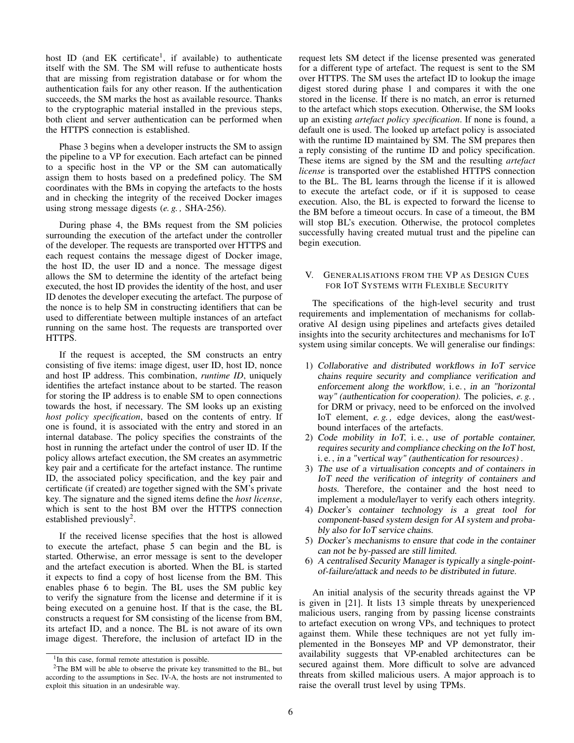host ID (and EK certificate[1], if available) to authenticate itself with the SM. The SM will refuse to authenticate hosts that are missing from registration database or for whom the authentication fails for any other reason. If the authentication succeeds, the SM marks the host as available resource. Thanks to the cryptographic material installed in the previous steps, both client and server authentication can be performed when the HTTPS connection is established.

Phase 3 begins when a developer instructs the SM to assign the pipeline to a VP for execution. Each artefact can be pinned to a specific host in the VP or the SM can automatically assign them to hosts based on a predefined policy. The SM coordinates with the BMs in copying the artefacts to the hosts and in checking the integrity of the received Docker images using strong message digests (*e. g.,* SHA-256).

During phase 4, the BMs request from the SM policies surrounding the execution of the artefact under the controller of the developer. The requests are transported over HTTPS and each request contains the message digest of Docker image, the host ID, the user ID and a nonce. The message digest allows the SM to determine the identity of the artefact being executed, the host ID provides the identity of the host, and user ID denotes the developer executing the artefact. The purpose of the nonce is to help SM in constructing identifiers that can be used to differentiate between multiple instances of an artefact running on the same host. The requests are transported over HTTPS.

If the request is accepted, the SM constructs an entry consisting of five items: image digest, user ID, host ID, nonce and host IP address. This combination, *runtime ID*, uniquely identifies the artefact instance about to be started. The reason for storing the IP address is to enable SM to open connections towards the host, if necessary. The SM looks up an existing *host policy specification*, based on the contents of entry. If one is found, it is associated with the entry and stored in an internal database. The policy specifies the constraints of the host in running the artefact under the control of user ID. If the policy allows artefact execution, the SM creates an asymmetric key pair and a certificate for the artefact instance. The runtime ID, the associated policy specification, and the key pair and certificate (if created) are together signed with the SM's private key. The signature and the signed items define the *host license*, which is sent to the host BM over the HTTPS connection established previously[2].

If the received license specifies that the host is allowed to execute the artefact, phase 5 can begin and the BL is started. Otherwise, an error message is sent to the developer and the artefact execution is aborted. When the BL is started it expects to find a copy of host license from the BM. This enables phase 6 to begin. The BL uses the SM public key to verify the signature from the license and determine if it is being executed on a genuine host. If that is the case, the BL constructs a request for SM consisting of the license from BM, its artefact ID, and a nonce. The BL is not aware of its own image digest. Therefore, the inclusion of artefact ID in the request lets SM detect if the license presented was generated for a different type of artefact. The request is sent to the SM over HTTPS. The SM uses the artefact ID to lookup the image digest stored during phase 1 and compares it with the one stored in the license. If there is no match, an error is returned to the artefact which stops execution. Otherwise, the SM looks up an existing *artefact policy specification*. If none is found, a default one is used. The looked up artefact policy is associated with the runtime ID maintained by SM. The SM prepares then a reply consisting of the runtime ID and policy specification. These items are signed by the SM and the resulting *artefact license* is transported over the established HTTPS connection to the BL. The BL learns through the license if it is allowed to execute the artefact code, or if it is supposed to cease execution. Also, the BL is expected to forward the license to the BM before a timeout occurs. In case of a timeout, the BM will stop BL's execution. Otherwise, the protocol completes successfully having created mutual trust and the pipeline can begin execution.

## V. Generalisations from the VP as Design Cues for IoT Systems with Flexible Security

The specifications of the high-level security and trust requirements and implementation of mechanisms for collaborative AI design using pipelines and artefacts gives detailed insights into the security architectures and mechanisms for IoT system using similar concepts. We will generalise our findings:

1) *Collaborative and distributed workflows in IoT service chains require security and compliance verification and enforcement along the workflow,* i. e., *in an "horizontal way" (authentication for cooperation).* The policies, *e. g.,* for DRM or privacy, need to be enforced on the involved IoT element, *e. g.,* edge devices, along the east/west-bound interfaces of the artefacts.
2) *Code mobility in IoT,* i. e., *use of portable container, requires security and compliance checking on the IoT host,* i. e., *in a "vertical way" (authentication for resources)*.
3) *The use of a virtualisation concepts and of containers in IoT need the verification of integrity of containers and hosts.* Therefore, the container and the host need to implement a module/layer to verify each others integrity.
4) *Docker's container technology is a great tool for component-based system design for AI system and probably also for IoT service chains.*
5) *Docker's mechanisms to ensure that code in the container can not be by-passed are still limited.*
6) *A centralised Security Manager is typically a single-point-of-failure/attack and needs to be distributed in future.*

An initial analysis of the security threads against the VP is given in [21]. It lists 13 simple threats by unexperienced malicious users, ranging from by passing license constraints to artefact execution on wrong VPs, and techniques to protect against them. While these techniques are not yet fully implemented in the Bonseyes MP and VP demonstrator, their availability suggests that VP-enabled architectures can be secured against them. More difficult to solve are advanced threats from skilled malicious users. A major approach is to raise the overall trust level by using TPMs.

[1] In this case, formal remote attestation is possible.

[2] The BM will be able to observe the private key transmitted to the BL, but according to the assumptions in Sec. IV-A, the hosts are not instrumented to exploit this situation in an undesirable way.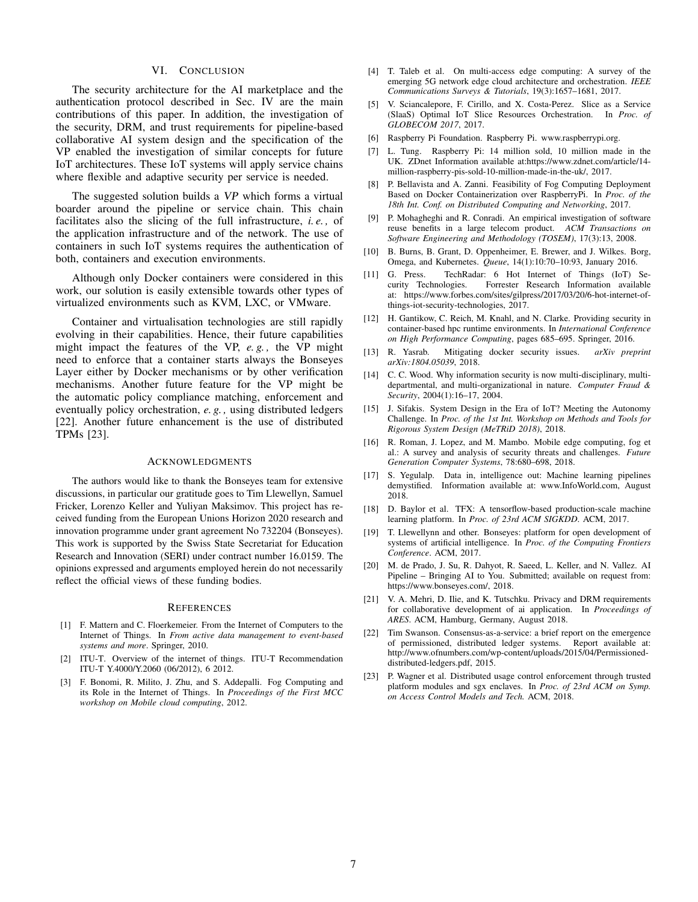## VI. Conclusion

The security architecture for the AI marketplace and the authentication protocol described in Sec. IV are the main contributions of this paper. In addition, the investigation of the security, DRM, and trust requirements for pipeline-based collaborative AI system design and the specification of the VP enabled the investigation of similar concepts for future IoT architectures. These IoT systems will apply service chains where flexible and adaptive security per service is needed.

The suggested solution builds a *VP* which forms a virtual boarder around the pipeline or service chain. This chain facilitates also the slicing of the full infrastructure, *i. e.,* of the application infrastructure and of the network. The use of containers in such IoT systems requires the authentication of both, containers and execution environments.

Although only Docker containers were considered in this work, our solution is easily extensible towards other types of virtualized environments such as KVM, LXC, or VMware.

Container and virtualisation technologies are still rapidly evolving in their capabilities. Hence, their future capabilities might impact the features of the VP, *e. g.,* the VP might need to enforce that a container starts always the Bonseyes Layer either by Docker mechanisms or by other verification mechanisms. Another future feature for the VP might be the automatic policy compliance matching, enforcement and eventually policy orchestration, *e. g.,* using distributed ledgers [22]. Another future enhancement is the use of distributed TPMs [23].

## Acknowledgments

The authors would like to thank the Bonseyes team for extensive discussions, in particular our gratitude goes to Tim Llewellyn, Samuel Fricker, Lorenzo Keller and Yuliyan Maksimov. This project has received funding from the European Unions Horizon 2020 research and innovation programme under grant agreement No 732204 (Bonseyes). This work is supported by the Swiss State Secretariat for Education Research and Innovation (SERI) under contract number 16.0159. The opinions expressed and arguments employed herein do not necessarily reflect the official views of these funding bodies.

## References

[1] F. Mattern and C. Floerkemeier. From the Internet of Computers to the Internet of Things. In *From active data management to event-based systems and more*. Springer, 2010.

[2] ITU-T. Overview of the internet of things. ITU-T Recommendation ITU-T Y.4000/Y.2060 (06/2012), 6 2012.

[3] F. Bonomi, R. Milito, J. Zhu, and S. Addepalli. Fog Computing and its Role in the Internet of Things. In *Proceedings of the First MCC workshop on Mobile cloud computing*, 2012.

[4] T. Taleb et al. On multi-access edge computing: A survey of the emerging 5G network edge cloud architecture and orchestration. *IEEE Communications Surveys & Tutorials*, 19(3):1657–1681, 2017.

[5] V. Sciancalepore, F. Cirillo, and X. Costa-Perez. Slice as a Service (SlaaS) Optimal IoT Slice Resources Orchestration. In *Proc. of GLOBECOM 2017*, 2017.

[6] Raspberry Pi Foundation. Raspberry Pi. www.raspberrypi.org.

[7] L. Tung. Raspberry Pi: 14 million sold, 10 million made in the UK. ZDnet Information available at:https://www.zdnet.com/article/14-million-raspberry-pis-sold-10-million-made-in-the-uk/, 2017.

[8] P. Bellavista and A. Zanni. Feasibility of Fog Computing Deployment Based on Docker Containerization over RaspberryPi. In *Proc. of the 18th Int. Conf. on Distributed Computing and Networking*, 2017.

[9] P. Mohagheghi and R. Conradi. An empirical investigation of software reuse benefits in a large telecom product. *ACM Transactions on Software Engineering and Methodology (TOSEM)*, 17(3):13, 2008.

[10] B. Burns, B. Grant, D. Oppenheimer, E. Brewer, and J. Wilkes. Borg, Omega, and Kubernetes. *Queue*, 14(1):10:70–10:93, January 2016.

[11] G. Press. TechRadar: 6 Hot Internet of Things (IoT) Security Technologies. Forrester Research Information available at: https://www.forbes.com/sites/gilpress/2017/03/20/6-hot-internet-of-things-iot-security-technologies, 2017.

[12] H. Gantikow, C. Reich, M. Knahl, and N. Clarke. Providing security in container-based hpc runtime environments. In *International Conference on High Performance Computing*, pages 685–695. Springer, 2016.

[13] R. Yasrab. Mitigating docker security issues. *arXiv preprint arXiv:1804.05039*, 2018.

[14] C. C. Wood. Why information security is now multi-disciplinary, multi-departmental, and multi-organizational in nature. *Computer Fraud & Security*, 2004(1):16–17, 2004.

[15] J. Sifakis. System Design in the Era of IoT? Meeting the Autonomy Challenge. In *Proc. of the 1st Int. Workshop on Methods and Tools for Rigorous System Design (MeTRiD 2018)*, 2018.

[16] R. Roman, J. Lopez, and M. Mambo. Mobile edge computing, fog et al.: A survey and analysis of security threats and challenges. *Future Generation Computer Systems*, 78:680–698, 2018.

[17] S. Yegulalp. Data in, intelligence out: Machine learning pipelines demystified. Information available at: www.InfoWorld.com, August 2018.

[18] D. Baylor et al. TFX: A tensorflow-based production-scale machine learning platform. In *Proc. of 23rd ACM SIGKDD*. ACM, 2017.

[19] T. Llewellynn and other. Bonseyes: platform for open development of systems of artificial intelligence. In *Proc. of the Computing Frontiers Conference*. ACM, 2017.

[20] M. de Prado, J. Su, R. Dahyot, R. Saeed, L. Keller, and N. Vallez. AI Pipeline – Bringing AI to You. Submitted; available on request from: https://www.bonseyes.com/, 2018.

[21] V. A. Mehri, D. Ilie, and K. Tutschku. Privacy and DRM requirements for collaborative development of ai application. In *Proceedings of ARES*. ACM, Hamburg, Germany, August 2018.

[22] Tim Swanson. Consensus-as-a-service: a brief report on the emergence of permissioned, distributed ledger systems. Report available at: http://www.ofnumbers.com/wp-content/uploads/2015/04/Permissioned-distributed-ledgers.pdf, 2015.

[23] P. Wagner et al. Distributed usage control enforcement through trusted platform modules and sgx enclaves. In *Proc. of 23rd ACM on Symp. on Access Control Models and Tech.* ACM, 2018.